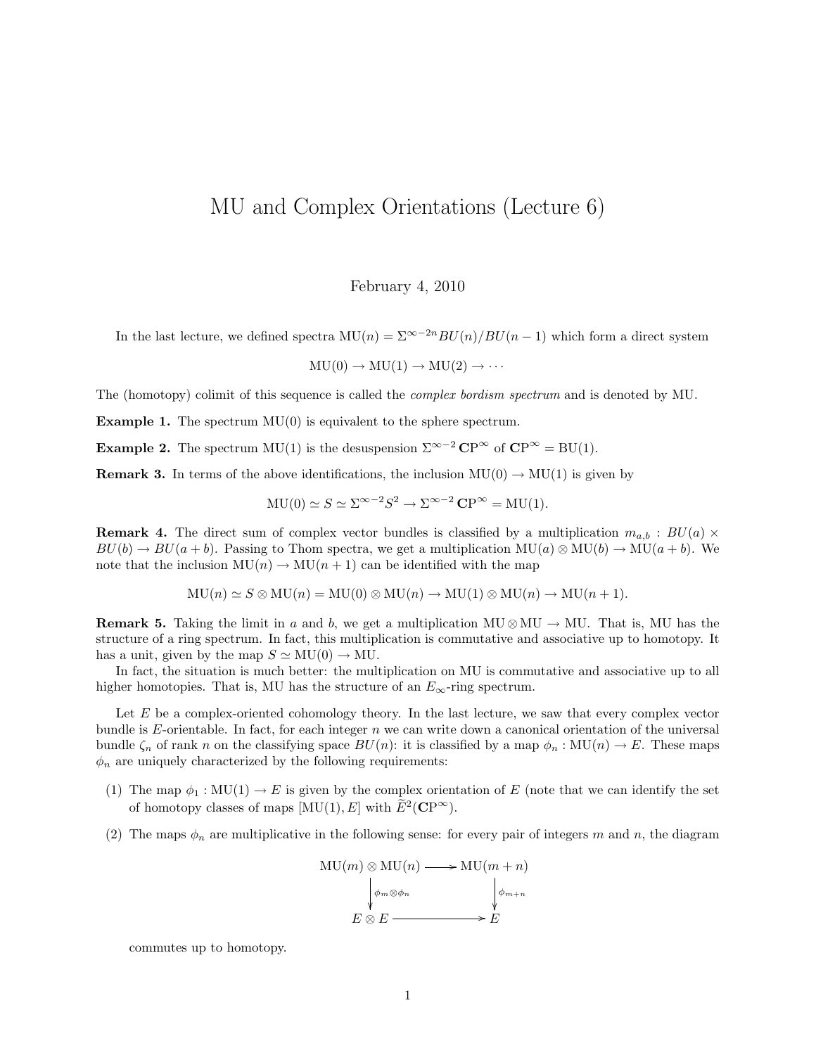# MU and Complex Orientations (Lecture 6)

February 4, 2010

In the last lecture, we defined spectra $\mathrm{MU}(n) = \Sigma^{\infty - 2n} BU(n)/BU(n-1)$ which form a direct system

$$\mathrm{MU}(0) \to \mathrm{MU}(1) \to \mathrm{MU}(2) \to \cdots$$

The (homotopy) colimit of this sequence is called the *complex bordism spectrum* and is denoted by MU.

**Example 1.** The spectrum $\mathrm{MU}(0)$ is equivalent to the sphere spectrum.

**Example 2.** The spectrum $\mathrm{MU}(1)$ is the desuspension $\Sigma^{\infty-2}\,\mathbf{C}\mathrm{P}^{\infty}$ of $\mathbf{C}\mathrm{P}^{\infty} = \mathrm{BU}(1)$.

**Remark 3.** In terms of the above identifications, the inclusion $\mathrm{MU}(0) \to \mathrm{MU}(1)$ is given by

$$\mathrm{MU}(0) \simeq S \simeq \Sigma^{\infty-2} S^2 \to \Sigma^{\infty-2}\,\mathbf{C}\mathrm{P}^{\infty} = \mathrm{MU}(1).$$

**Remark 4.** The direct sum of complex vector bundles is classified by a multiplication $m_{a,b} : BU(a) \times BU(b) \to BU(a+b)$. Passing to Thom spectra, we get a multiplication $\mathrm{MU}(a) \otimes \mathrm{MU}(b) \to \mathrm{MU}(a+b)$. We note that the inclusion $\mathrm{MU}(n) \to \mathrm{MU}(n+1)$ can be identified with the map

$$\mathrm{MU}(n) \simeq S \otimes \mathrm{MU}(n) = \mathrm{MU}(0) \otimes \mathrm{MU}(n) \to \mathrm{MU}(1) \otimes \mathrm{MU}(n) \to \mathrm{MU}(n+1).$$

**Remark 5.** Taking the limit in $a$ and $b$, we get a multiplication $\mathrm{MU} \otimes \mathrm{MU} \to \mathrm{MU}$. That is, MU has the structure of a ring spectrum. In fact, this multiplication is commutative and associative up to homotopy. It has a unit, given by the map $S \simeq \mathrm{MU}(0) \to \mathrm{MU}$.

In fact, the situation is much better: the multiplication on MU is commutative and associative up to all higher homotopies. That is, MU has the structure of an $E_\infty$-ring spectrum.

Let $E$ be a complex-oriented cohomology theory. In the last lecture, we saw that every complex vector bundle is $E$-orientable. In fact, for each integer $n$ we can write down a canonical orientation of the universal bundle $\zeta_n$ of rank $n$ on the classifying space $BU(n)$: it is classified by a map $\phi_n : \mathrm{MU}(n) \to E$. These maps $\phi_n$ are uniquely characterized by the following requirements:

(1) The map $\phi_1 : \mathrm{MU}(1) \to E$ is given by the complex orientation of $E$ (note that we can identify the set of homotopy classes of maps $[\mathrm{MU}(1), E]$ with $\widetilde{E}^2(\mathbf{C}\mathrm{P}^{\infty})$.

(2) The maps $\phi_n$ are multiplicative in the following sense: for every pair of integers $m$ and $n$, the diagram

$$\begin{array}{ccc} \mathrm{MU}(m) \otimes \mathrm{MU}(n) & \longrightarrow & \mathrm{MU}(m+n) \\ \downarrow{\scriptstyle \phi_m \otimes \phi_n} & & \downarrow{\scriptstyle \phi_{m+n}} \\ E \otimes E & \longrightarrow & E \end{array}$$

commutes up to homotopy.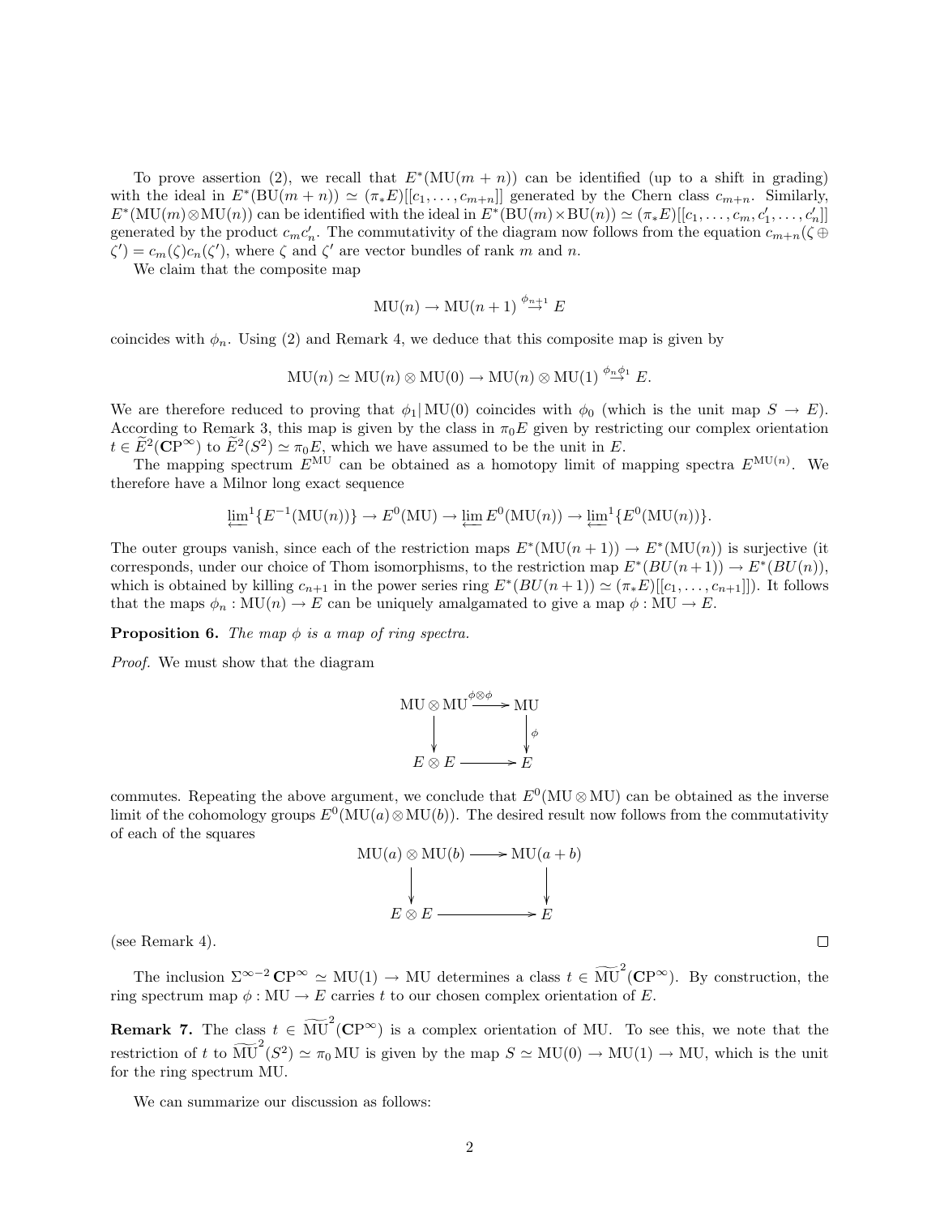To prove assertion (2), we recall that $E^*(\mathrm{MU}(m+n))$ can be identified (up to a shift in grading) with the ideal in $E^*(\mathrm{BU}(m+n)) \simeq (\pi_* E)[[c_1, \ldots, c_{m+n}]]$ generated by the Chern class $c_{m+n}$. Similarly, $E^*(\mathrm{MU}(m) \otimes \mathrm{MU}(n))$ can be identified with the ideal in $E^*(\mathrm{BU}(m) \times \mathrm{BU}(n)) \simeq (\pi_* E)[[c_1, \ldots, c_m, c'_1, \ldots, c'_n]]$ generated by the product $c_m c'_n$. The commutativity of the diagram now follows from the equation $c_{m+n}(\zeta \oplus \zeta') = c_m(\zeta) c_n(\zeta')$, where $\zeta$ and $\zeta'$ are vector bundles of rank $m$ and $n$.

We claim that the composite map

$$\mathrm{MU}(n) \to \mathrm{MU}(n+1) \stackrel{\phi_{n+1}}{\to} E$$

coincides with $\phi_n$. Using (2) and Remark 4, we deduce that this composite map is given by

$$\mathrm{MU}(n) \simeq \mathrm{MU}(n) \otimes \mathrm{MU}(0) \to \mathrm{MU}(n) \otimes \mathrm{MU}(1) \stackrel{\phi_n \phi_1}{\to} E.$$

We are therefore reduced to proving that $\phi_1 | \mathrm{MU}(0)$ coincides with $\phi_0$ (which is the unit map $S \to E$). According to Remark 3, this map is given by the class in $\pi_0 E$ given by restricting our complex orientation $t \in \widetilde{E}^2(\mathbf{CP}^\infty)$ to $\widetilde{E}^2(S^2) \simeq \pi_0 E$, which we have assumed to be the unit in $E$.

The mapping spectrum $E^{\mathrm{MU}}$ can be obtained as a homotopy limit of mapping spectra $E^{\mathrm{MU}(n)}$. We therefore have a Milnor long exact sequence

$$\varprojlim{}^1 \{E^{-1}(\mathrm{MU}(n))\} \to E^0(\mathrm{MU}) \to \varprojlim E^0(\mathrm{MU}(n)) \to \varprojlim{}^1 \{E^0(\mathrm{MU}(n))\}.$$

The outer groups vanish, since each of the restriction maps $E^*(\mathrm{MU}(n+1)) \to E^*(\mathrm{MU}(n))$ is surjective (it corresponds, under our choice of Thom isomorphisms, to the restriction map $E^*(BU(n+1)) \to E^*(BU(n))$, which is obtained by killing $c_{n+1}$ in the power series ring $E^*(BU(n+1)) \simeq (\pi_* E)[[c_1, \ldots, c_{n+1}]]$). It follows that the maps $\phi_n : \mathrm{MU}(n) \to E$ can be uniquely amalgamated to give a map $\phi : \mathrm{MU} \to E$.

**Proposition 6.** *The map $\phi$ is a map of ring spectra.*

*Proof.* We must show that the diagram

$$\begin{array}{ccc} \mathrm{MU} \otimes \mathrm{MU} & \xrightarrow{\phi \otimes \phi} & \mathrm{MU} \\ \downarrow & & \downarrow \phi \\ E \otimes E & \longrightarrow & E \end{array}$$

commutes. Repeating the above argument, we conclude that $E^0(\mathrm{MU} \otimes \mathrm{MU})$ can be obtained as the inverse limit of the cohomology groups $E^0(\mathrm{MU}(a) \otimes \mathrm{MU}(b))$. The desired result now follows from the commutativity of each of the squares

$$\begin{array}{ccc} \mathrm{MU}(a) \otimes \mathrm{MU}(b) & \longrightarrow & \mathrm{MU}(a+b) \\ \downarrow & & \downarrow \\ E \otimes E & \longrightarrow & E \end{array}$$

(see Remark 4). ∎

The inclusion $\Sigma^{\infty - 2} \mathbf{CP}^\infty \simeq \mathrm{MU}(1) \to \mathrm{MU}$ determines a class $t \in \widetilde{\mathrm{MU}}^2(\mathbf{CP}^\infty)$. By construction, the ring spectrum map $\phi : \mathrm{MU} \to E$ carries $t$ to our chosen complex orientation of $E$.

**Remark 7.** The class $t \in \widetilde{\mathrm{MU}}^2(\mathbf{CP}^\infty)$ is a complex orientation of MU. To see this, we note that the restriction of $t$ to $\widetilde{\mathrm{MU}}^2(S^2) \simeq \pi_0 \mathrm{MU}$ is given by the map $S \simeq \mathrm{MU}(0) \to \mathrm{MU}(1) \to \mathrm{MU}$, which is the unit for the ring spectrum MU.

We can summarize our discussion as follows: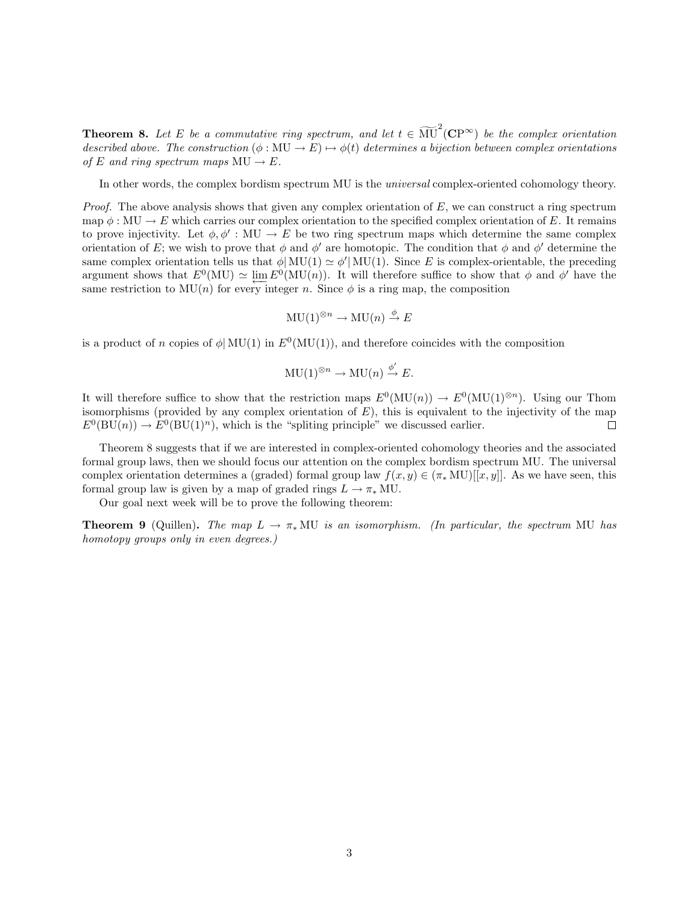**Theorem 8.** *Let $E$ be a commutative ring spectrum, and let $t \in \widetilde{\mathrm{MU}}^2(\mathbf{CP}^\infty)$ be the complex orientation described above. The construction $(\phi : \mathrm{MU} \to E) \mapsto \phi(t)$ determines a bijection between complex orientations of $E$ and ring spectrum maps $\mathrm{MU} \to E$.*

In other words, the complex bordism spectrum MU is the *universal* complex-oriented cohomology theory.

*Proof.* The above analysis shows that given any complex orientation of $E$, we can construct a ring spectrum map $\phi : \mathrm{MU} \to E$ which carries our complex orientation to the specified complex orientation of $E$. It remains to prove injectivity. Let $\phi, \phi' : \mathrm{MU} \to E$ be two ring spectrum maps which determine the same complex orientation of $E$; we wish to prove that $\phi$ and $\phi'$ are homotopic. The condition that $\phi$ and $\phi'$ determine the same complex orientation tells us that $\phi | \mathrm{MU}(1) \simeq \phi' | \mathrm{MU}(1)$. Since $E$ is complex-orientable, the preceding argument shows that $E^0(\mathrm{MU}) \simeq \varprojlim E^0(\mathrm{MU}(n))$. It will therefore suffice to show that $\phi$ and $\phi'$ have the same restriction to $\mathrm{MU}(n)$ for every integer $n$. Since $\phi$ is a ring map, the composition

$$\mathrm{MU}(1)^{\otimes n} \to \mathrm{MU}(n) \xrightarrow{\phi} E$$

is a product of $n$ copies of $\phi | \mathrm{MU}(1)$ in $E^0(\mathrm{MU}(1))$, and therefore coincides with the composition

$$\mathrm{MU}(1)^{\otimes n} \to \mathrm{MU}(n) \xrightarrow{\phi'} E.$$

It will therefore suffice to show that the restriction maps $E^0(\mathrm{MU}(n)) \to E^0(\mathrm{MU}(1)^{\otimes n})$. Using our Thom isomorphisms (provided by any complex orientation of $E$), this is equivalent to the injectivity of the map $E^0(\mathrm{BU}(n)) \to E^0(\mathrm{BU}(1)^n)$, which is the "spliting principle" we discussed earlier. $\square$

Theorem 8 suggests that if we are interested in complex-oriented cohomology theories and the associated formal group laws, then we should focus our attention on the complex bordism spectrum MU. The universal complex orientation determines a (graded) formal group law $f(x, y) \in (\pi_* \mathrm{MU})[[x, y]]$. As we have seen, this formal group law is given by a map of graded rings $L \to \pi_* \mathrm{MU}$.

Our goal next week will be to prove the following theorem:

**Theorem 9** (Quillen)**.** *The map $L \to \pi_* \mathrm{MU}$ is an isomorphism. (In particular, the spectrum MU has homotopy groups only in even degrees.)*